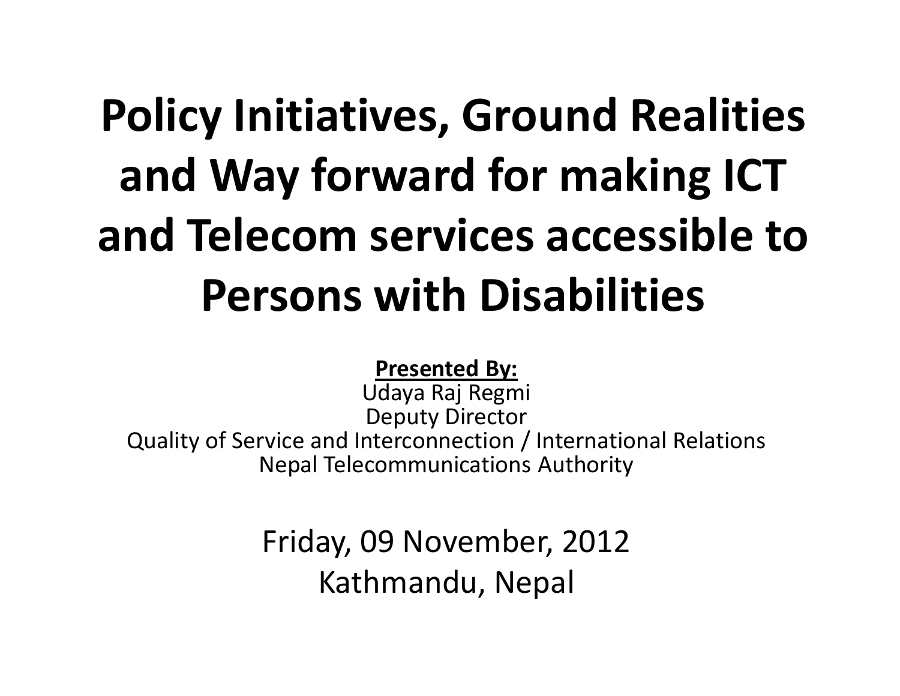# Policy Initiatives, Ground Realities and Way forward for making ICT and Telecom services accessible to Persons with Disabilities

**Presented By:**

Udaya Raj Regmi
Deputy Director
Quality of Service and Interconnection / International Relations
Nepal Telecommunications Authority

Friday, 09 November, 2012
Kathmandu, Nepal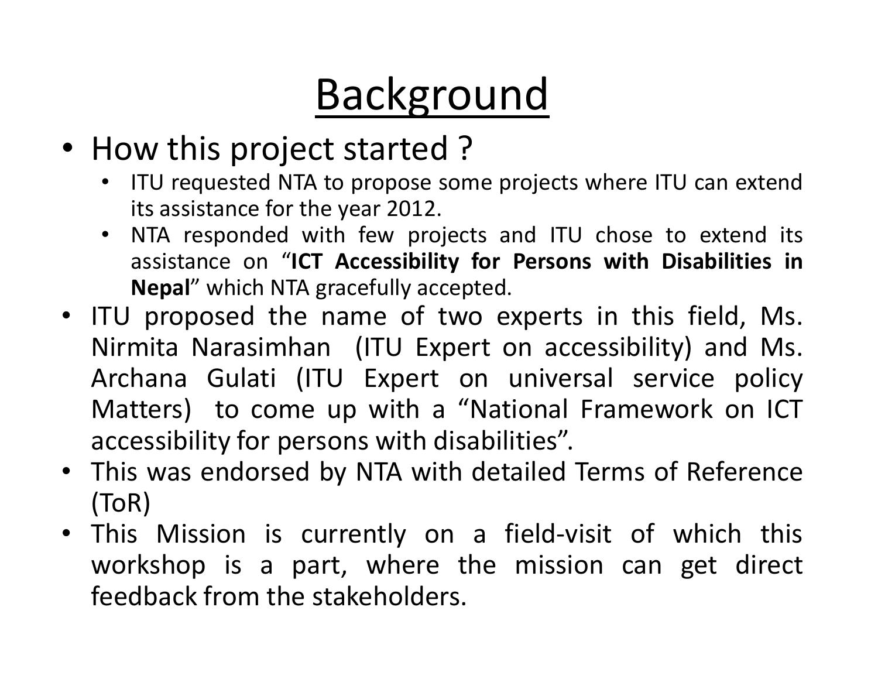# Background

- How this project started ?
  - ITU requested NTA to propose some projects where ITU can extend its assistance for the year 2012.
  - NTA responded with few projects and ITU chose to extend its assistance on "**ICT Accessibility for Persons with Disabilities in Nepal**" which NTA gracefully accepted.
- ITU proposed the name of two experts in this field, Ms. Nirmita Narasimhan (ITU Expert on accessibility) and Ms. Archana Gulati (ITU Expert on universal service policy Matters) to come up with a "National Framework on ICT accessibility for persons with disabilities".
- This was endorsed by NTA with detailed Terms of Reference (ToR)
- This Mission is currently on a field-visit of which this workshop is a part, where the mission can get direct feedback from the stakeholders.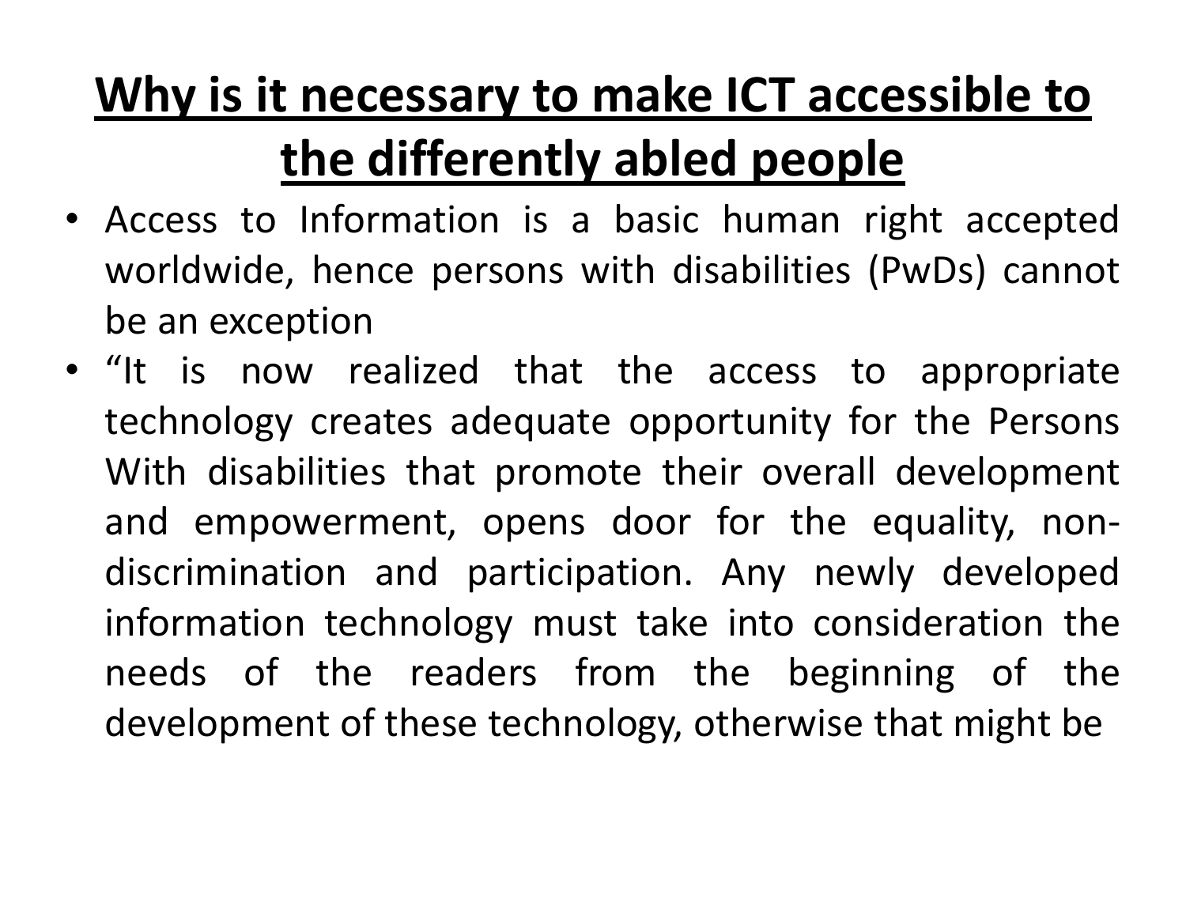# Why is it necessary to make ICT accessible to the differently abled people

- Access to Information is a basic human right accepted worldwide, hence persons with disabilities (PwDs) cannot be an exception
- "It is now realized that the access to appropriate technology creates adequate opportunity for the Persons With disabilities that promote their overall development and empowerment, opens door for the equality, non-discrimination and participation. Any newly developed information technology must take into consideration the needs of the readers from the beginning of the development of these technology, otherwise that might be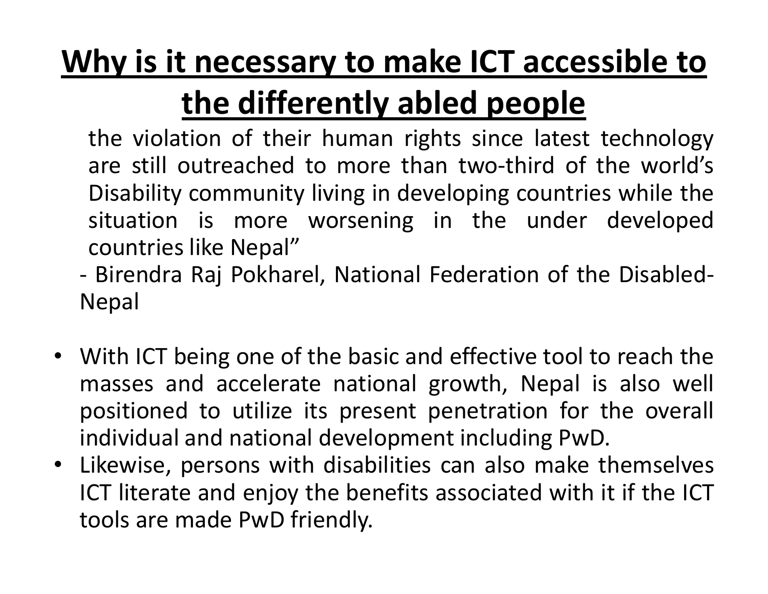# Why is it necessary to make ICT accessible to the differently abled people

the violation of their human rights since latest technology are still outreached to more than two-third of the world's Disability community living in developing countries while the situation is more worsening in the under developed countries like Nepal"

- Birendra Raj Pokharel, National Federation of the Disabled-Nepal

- With ICT being one of the basic and effective tool to reach the masses and accelerate national growth, Nepal is also well positioned to utilize its present penetration for the overall individual and national development including PwD.
- Likewise, persons with disabilities can also make themselves ICT literate and enjoy the benefits associated with it if the ICT tools are made PwD friendly.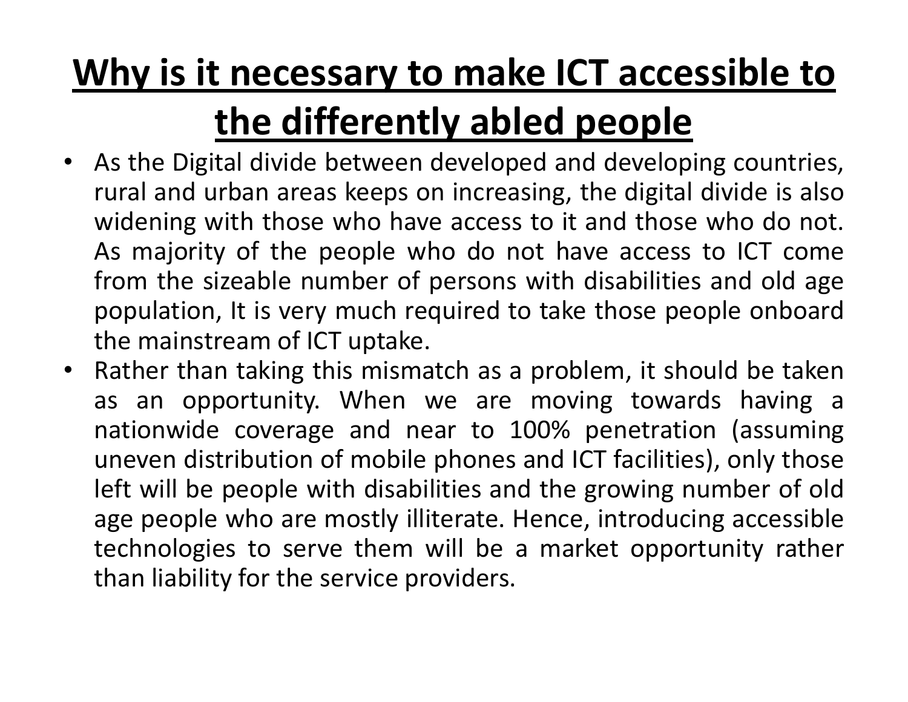# Why is it necessary to make ICT accessible to the differently abled people

- As the Digital divide between developed and developing countries, rural and urban areas keeps on increasing, the digital divide is also widening with those who have access to it and those who do not. As majority of the people who do not have access to ICT come from the sizeable number of persons with disabilities and old age population, It is very much required to take those people onboard the mainstream of ICT uptake.
- Rather than taking this mismatch as a problem, it should be taken as an opportunity. When we are moving towards having a nationwide coverage and near to 100% penetration (assuming uneven distribution of mobile phones and ICT facilities), only those left will be people with disabilities and the growing number of old age people who are mostly illiterate. Hence, introducing accessible technologies to serve them will be a market opportunity rather than liability for the service providers.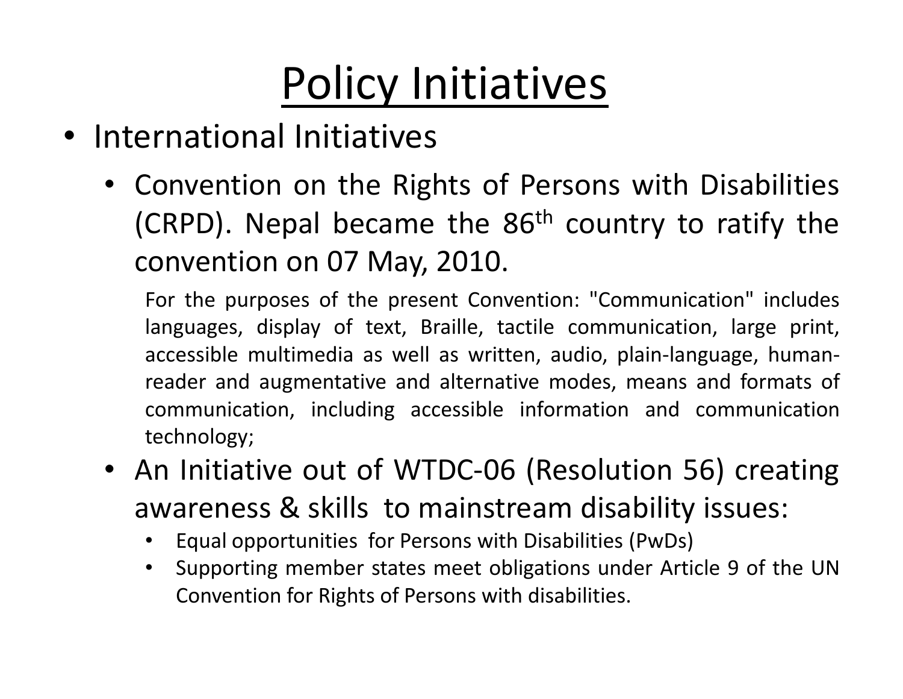# Policy Initiatives

- International Initiatives
  - Convention on the Rights of Persons with Disabilities (CRPD). Nepal became the 86th country to ratify the convention on 07 May, 2010.

    For the purposes of the present Convention: "Communication" includes languages, display of text, Braille, tactile communication, large print, accessible multimedia as well as written, audio, plain-language, human-reader and augmentative and alternative modes, means and formats of communication, including accessible information and communication technology;

  - An Initiative out of WTDC-06 (Resolution 56) creating awareness & skills to mainstream disability issues:
    - Equal opportunities for Persons with Disabilities (PwDs)
    - Supporting member states meet obligations under Article 9 of the UN Convention for Rights of Persons with disabilities.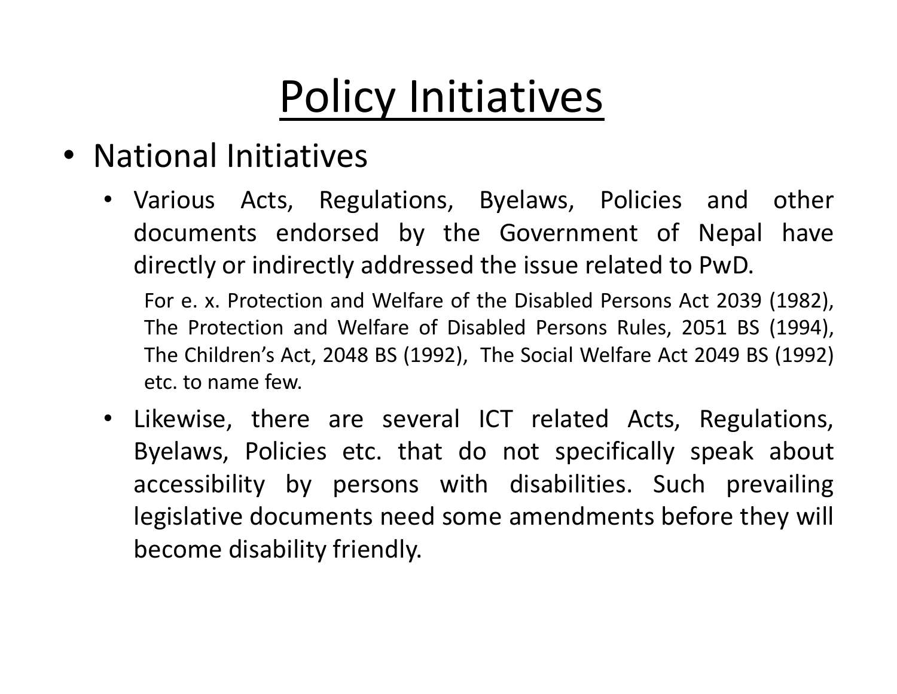# Policy Initiatives

- National Initiatives
  - Various Acts, Regulations, Byelaws, Policies and other documents endorsed by the Government of Nepal have directly or indirectly addressed the issue related to PwD.

    For e. x. Protection and Welfare of the Disabled Persons Act 2039 (1982), The Protection and Welfare of Disabled Persons Rules, 2051 BS (1994), The Children's Act, 2048 BS (1992), The Social Welfare Act 2049 BS (1992) etc. to name few.
  - Likewise, there are several ICT related Acts, Regulations, Byelaws, Policies etc. that do not specifically speak about accessibility by persons with disabilities. Such prevailing legislative documents need some amendments before they will become disability friendly.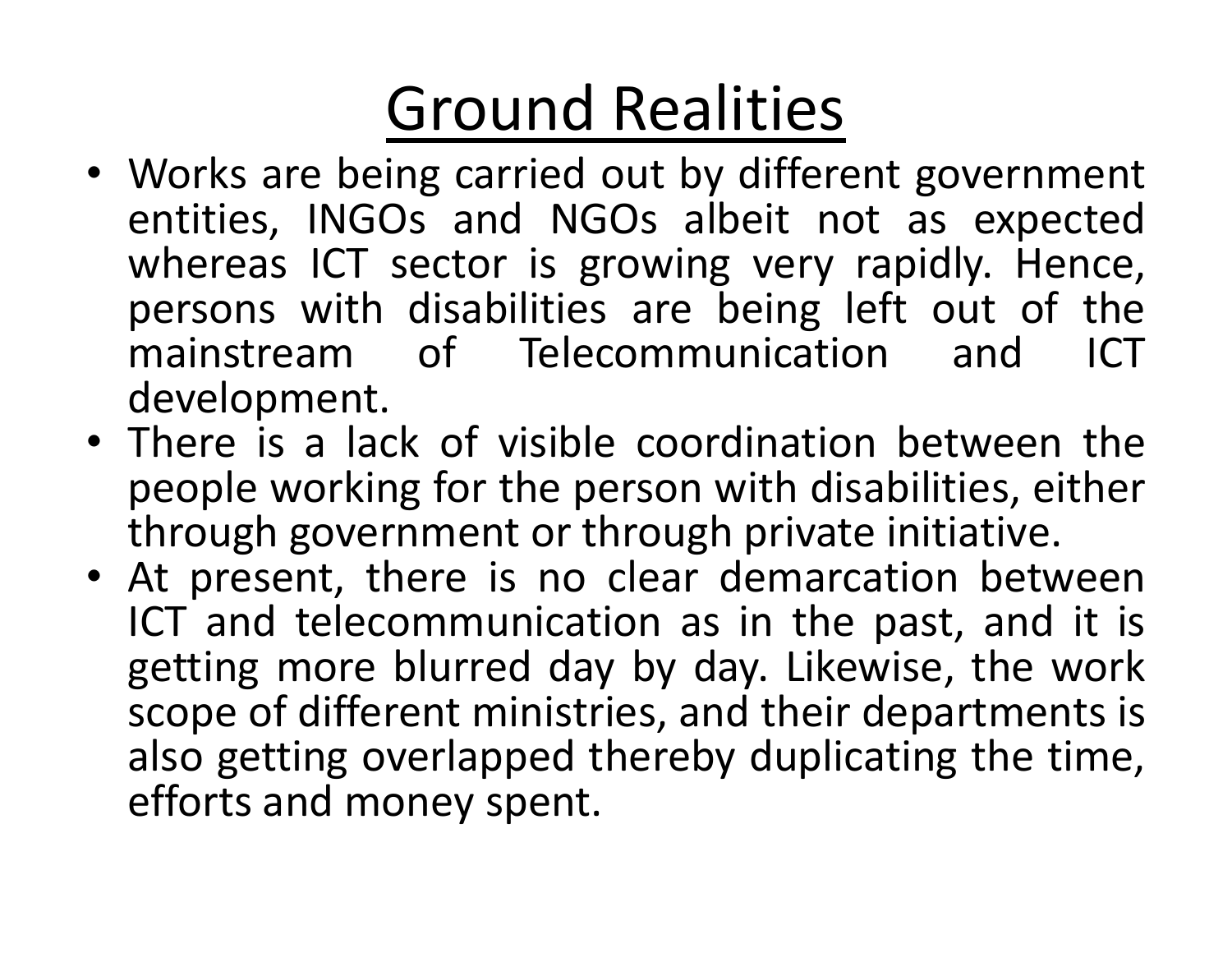# Ground Realities

- Works are being carried out by different government entities, INGOs and NGOs albeit not as expected whereas ICT sector is growing very rapidly. Hence, persons with disabilities are being left out of the mainstream of Telecommunication and ICT development.
- There is a lack of visible coordination between the people working for the person with disabilities, either through government or through private initiative.
- At present, there is no clear demarcation between ICT and telecommunication as in the past, and it is getting more blurred day by day. Likewise, the work scope of different ministries, and their departments is also getting overlapped thereby duplicating the time, efforts and money spent.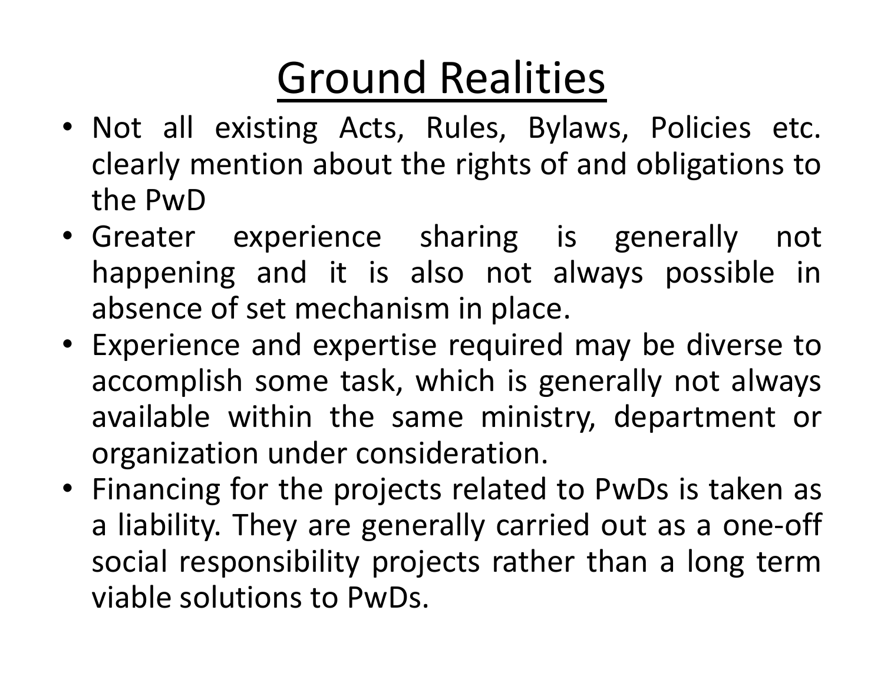# Ground Realities

- Not all existing Acts, Rules, Bylaws, Policies etc. clearly mention about the rights of and obligations to the PwD
- Greater experience sharing is generally not happening and it is also not always possible in absence of set mechanism in place.
- Experience and expertise required may be diverse to accomplish some task, which is generally not always available within the same ministry, department or organization under consideration.
- Financing for the projects related to PwDs is taken as a liability. They are generally carried out as a one-off social responsibility projects rather than a long term viable solutions to PwDs.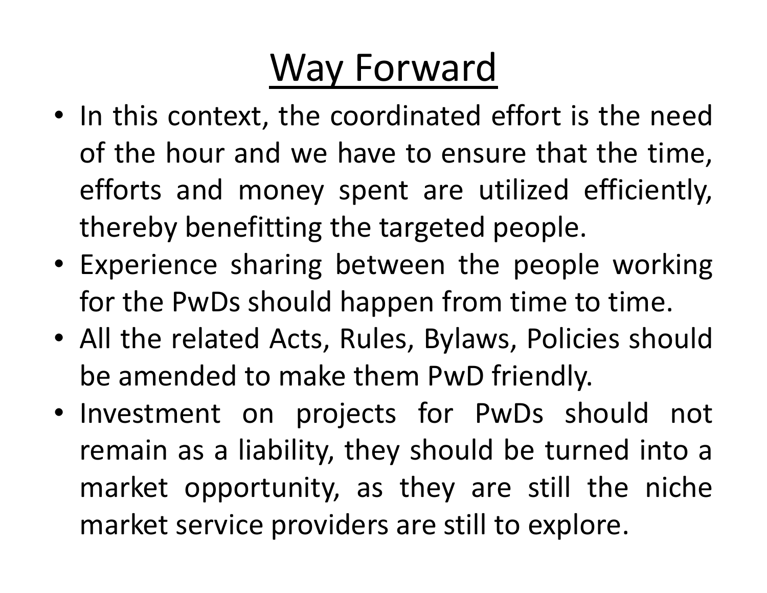# Way Forward

- In this context, the coordinated effort is the need of the hour and we have to ensure that the time, efforts and money spent are utilized efficiently, thereby benefitting the targeted people.
- Experience sharing between the people working for the PwDs should happen from time to time.
- All the related Acts, Rules, Bylaws, Policies should be amended to make them PwD friendly.
- Investment on projects for PwDs should not remain as a liability, they should be turned into a market opportunity, as they are still the niche market service providers are still to explore.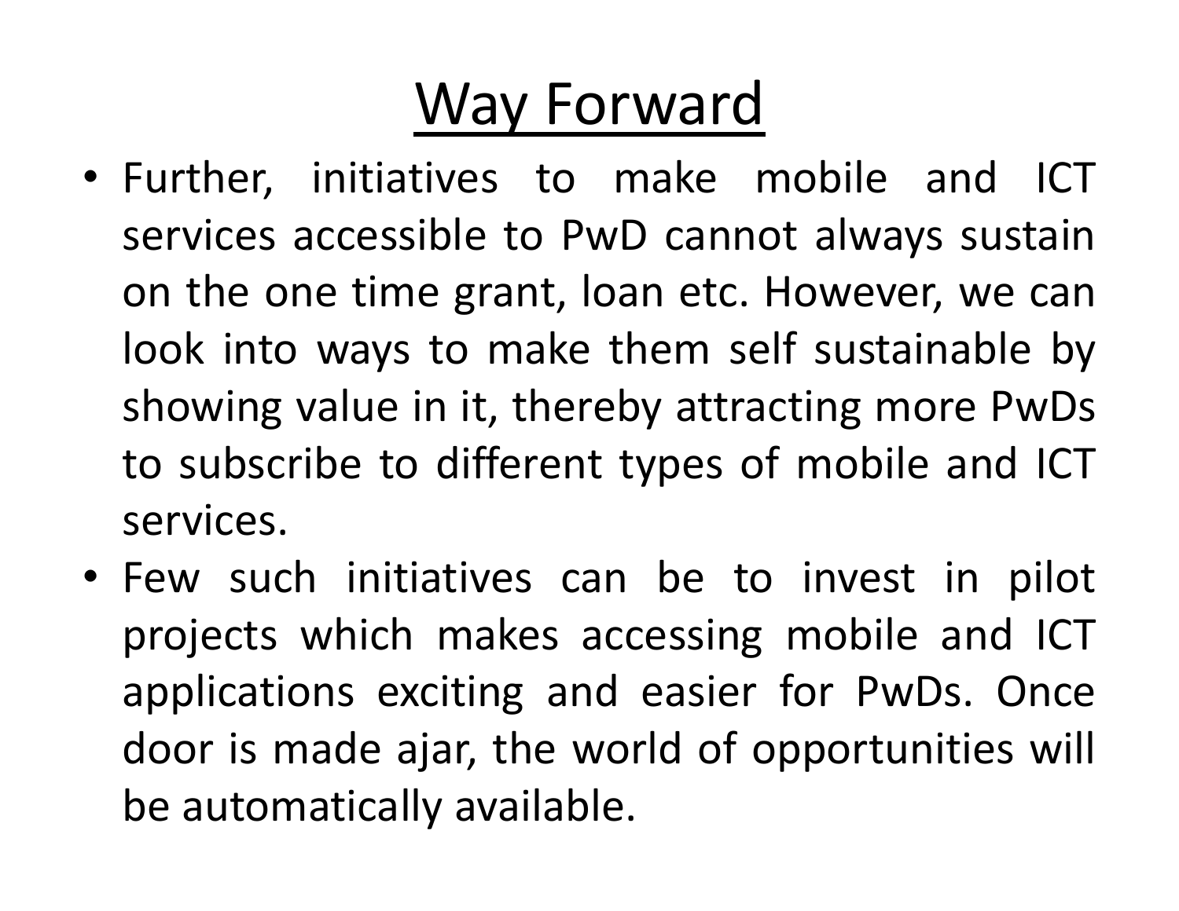# Way Forward

- Further, initiatives to make mobile and ICT services accessible to PwD cannot always sustain on the one time grant, loan etc. However, we can look into ways to make them self sustainable by showing value in it, thereby attracting more PwDs to subscribe to different types of mobile and ICT services.
- Few such initiatives can be to invest in pilot projects which makes accessing mobile and ICT applications exciting and easier for PwDs. Once door is made ajar, the world of opportunities will be automatically available.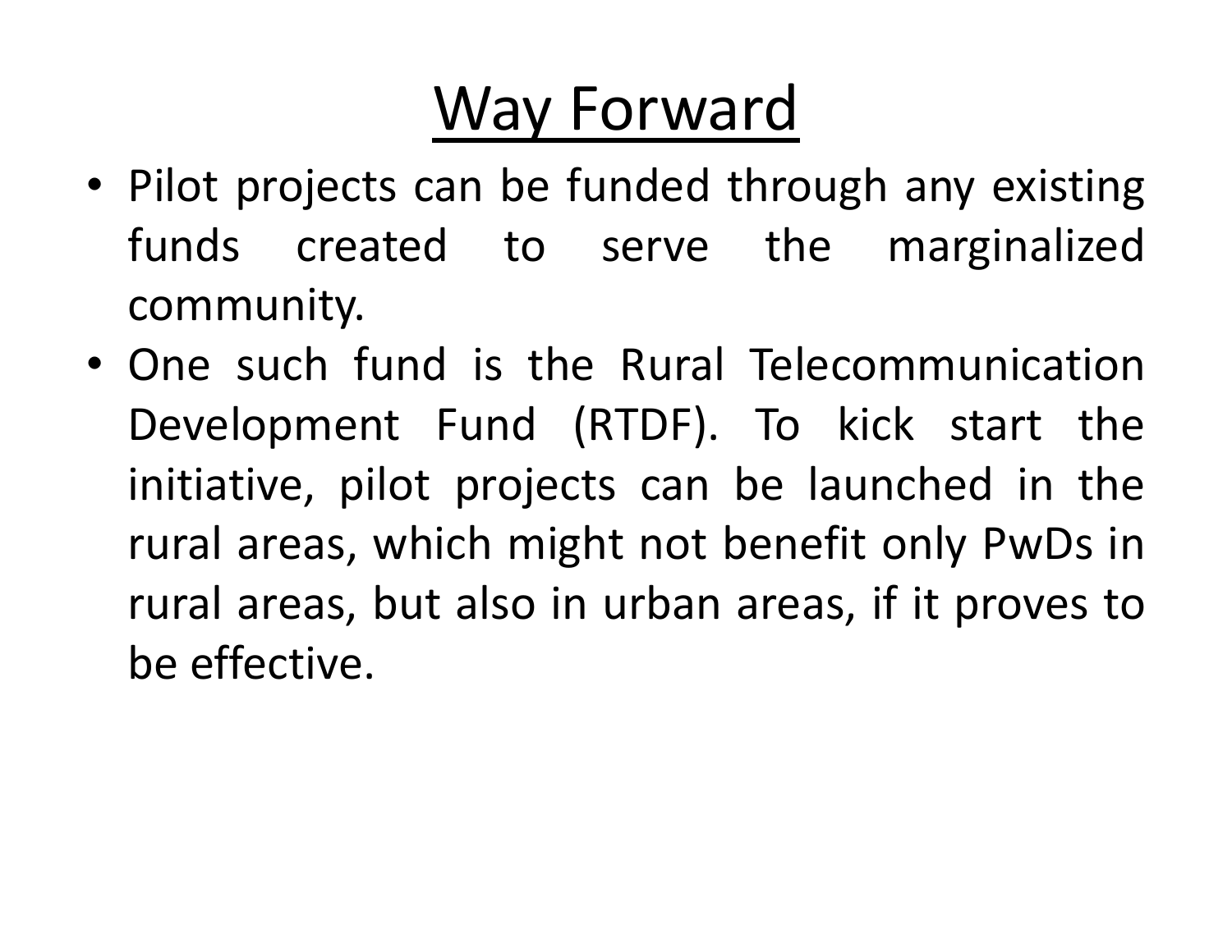# Way Forward

- Pilot projects can be funded through any existing funds created to serve the marginalized community.
- One such fund is the Rural Telecommunication Development Fund (RTDF). To kick start the initiative, pilot projects can be launched in the rural areas, which might not benefit only PwDs in rural areas, but also in urban areas, if it proves to be effective.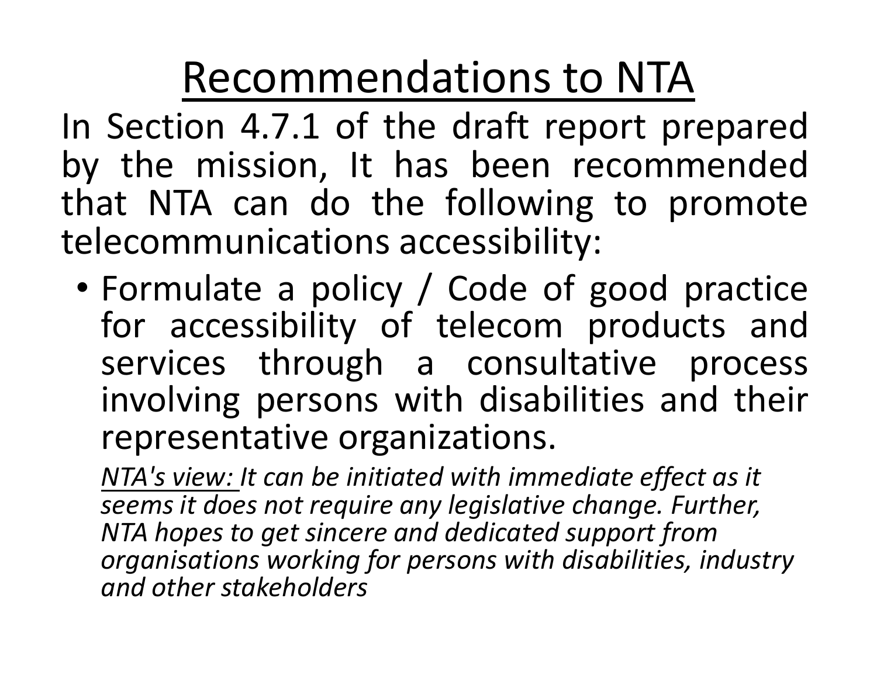# Recommendations to NTA

In Section 4.7.1 of the draft report prepared by the mission, It has been recommended that NTA can do the following to promote telecommunications accessibility:

- Formulate a policy / Code of good practice for accessibility of telecom products and services through a consultative process involving persons with disabilities and their representative organizations.

  *NTA's view: It can be initiated with immediate effect as it seems it does not require any legislative change. Further, NTA hopes to get sincere and dedicated support from organisations working for persons with disabilities, industry and other stakeholders*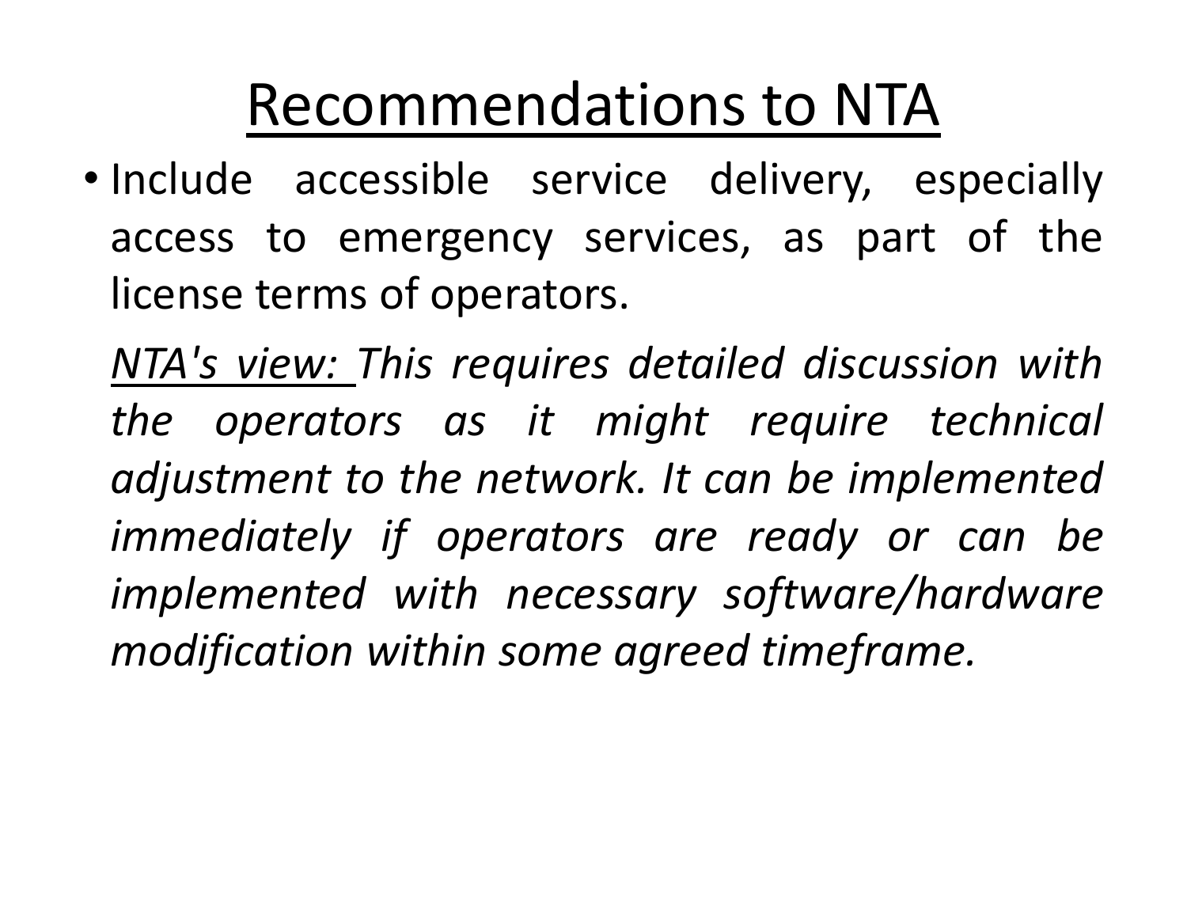# Recommendations to NTA

- Include accessible service delivery, especially access to emergency services, as part of the license terms of operators.

  *NTA's view: This requires detailed discussion with the operators as it might require technical adjustment to the network. It can be implemented immediately if operators are ready or can be implemented with necessary software/hardware modification within some agreed timeframe.*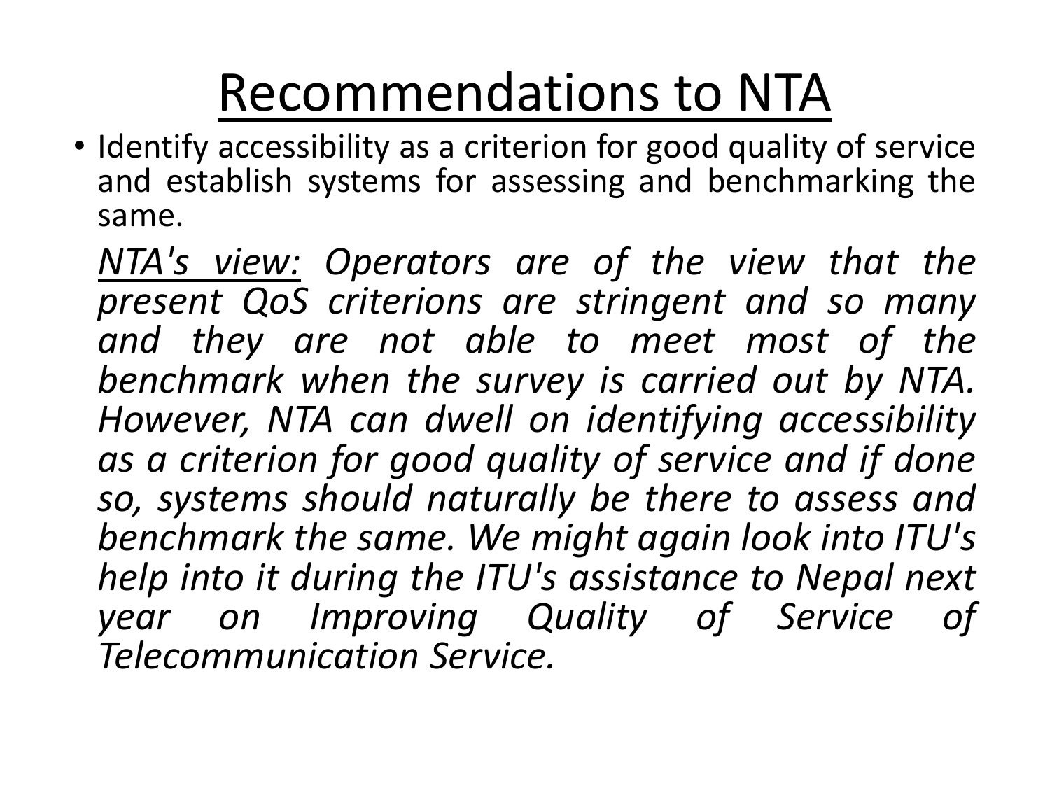# Recommendations to NTA

- Identify accessibility as a criterion for good quality of service and establish systems for assessing and benchmarking the same.

  *NTA's view:* *Operators are of the view that the present QoS criterions are stringent and so many and they are not able to meet most of the benchmark when the survey is carried out by NTA. However, NTA can dwell on identifying accessibility as a criterion for good quality of service and if done so, systems should naturally be there to assess and benchmark the same. We might again look into ITU's help into it during the ITU's assistance to Nepal next year on Improving Quality of Service of Telecommunication Service.*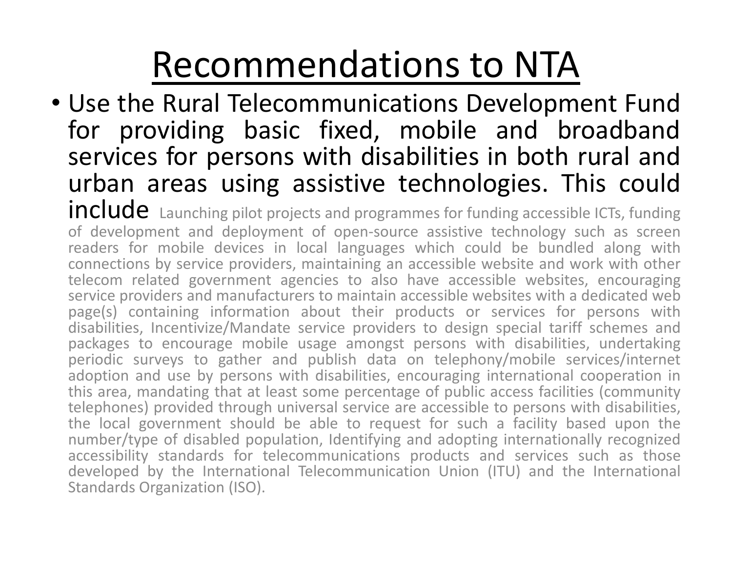# Recommendations to NTA

- Use the Rural Telecommunications Development Fund for providing basic fixed, mobile and broadband services for persons with disabilities in both rural and urban areas using assistive technologies. This could include Launching pilot projects and programmes for funding accessible ICTs, funding of development and deployment of open-source assistive technology such as screen readers for mobile devices in local languages which could be bundled along with connections by service providers, maintaining an accessible website and work with other telecom related government agencies to also have accessible websites, encouraging service providers and manufacturers to maintain accessible websites with a dedicated web page(s) containing information about their products or services for persons with disabilities, Incentivize/Mandate service providers to design special tariff schemes and packages to encourage mobile usage amongst persons with disabilities, undertaking periodic surveys to gather and publish data on telephony/mobile services/internet adoption and use by persons with disabilities, encouraging international cooperation in this area, mandating that at least some percentage of public access facilities (community telephones) provided through universal service are accessible to persons with disabilities, the local government should be able to request for such a facility based upon the number/type of disabled population, Identifying and adopting internationally recognized accessibility standards for telecommunications products and services such as those developed by the International Telecommunication Union (ITU) and the International Standards Organization (ISO).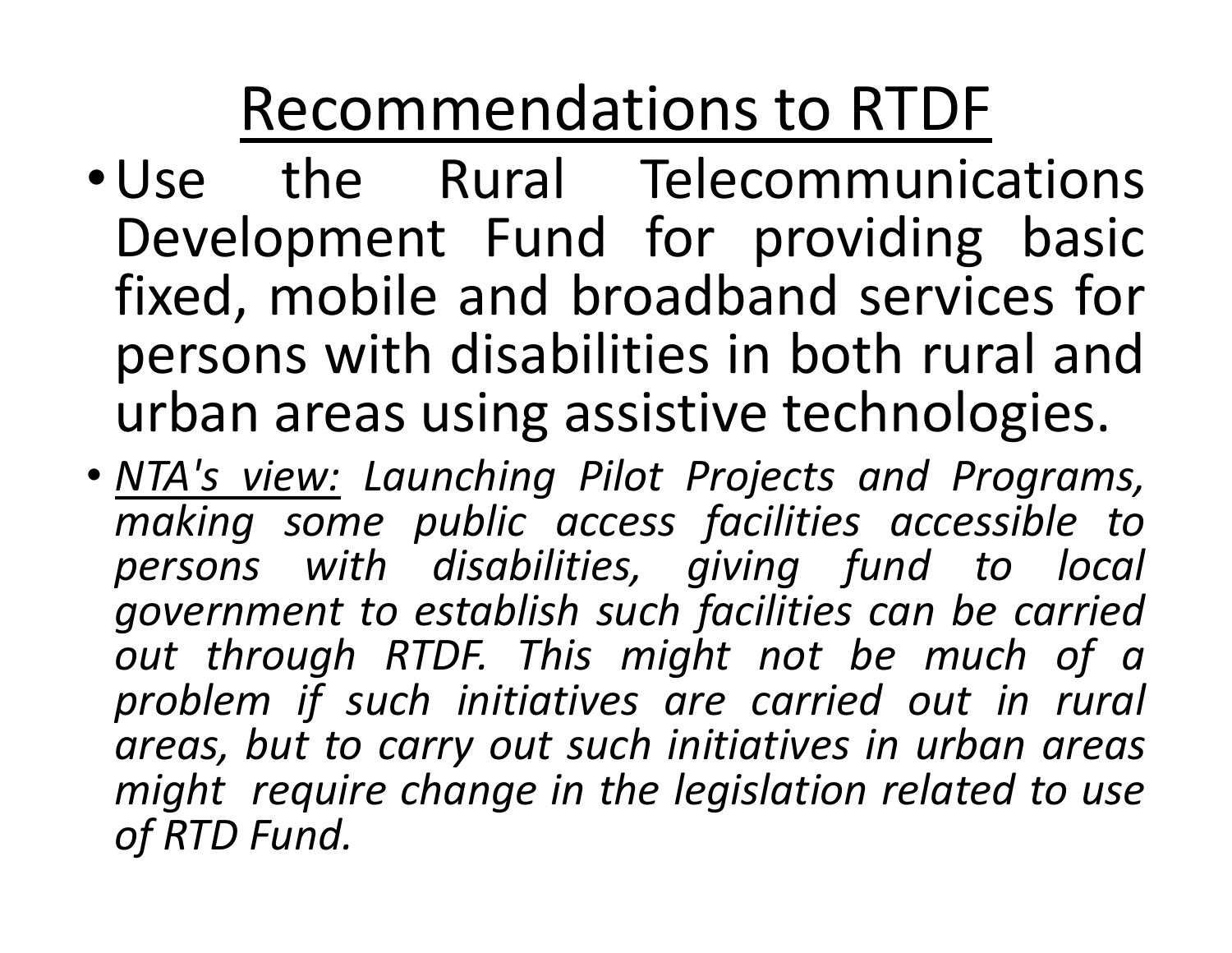# Recommendations to RTDF

- Use the Rural Telecommunications Development Fund for providing basic fixed, mobile and broadband services for persons with disabilities in both rural and urban areas using assistive technologies.
- *__NTA's view:__ Launching Pilot Projects and Programs, making some public access facilities accessible to persons with disabilities, giving fund to local government to establish such facilities can be carried out through RTDF. This might not be much of a problem if such initiatives are carried out in rural areas, but to carry out such initiatives in urban areas might require change in the legislation related to use of RTD Fund.*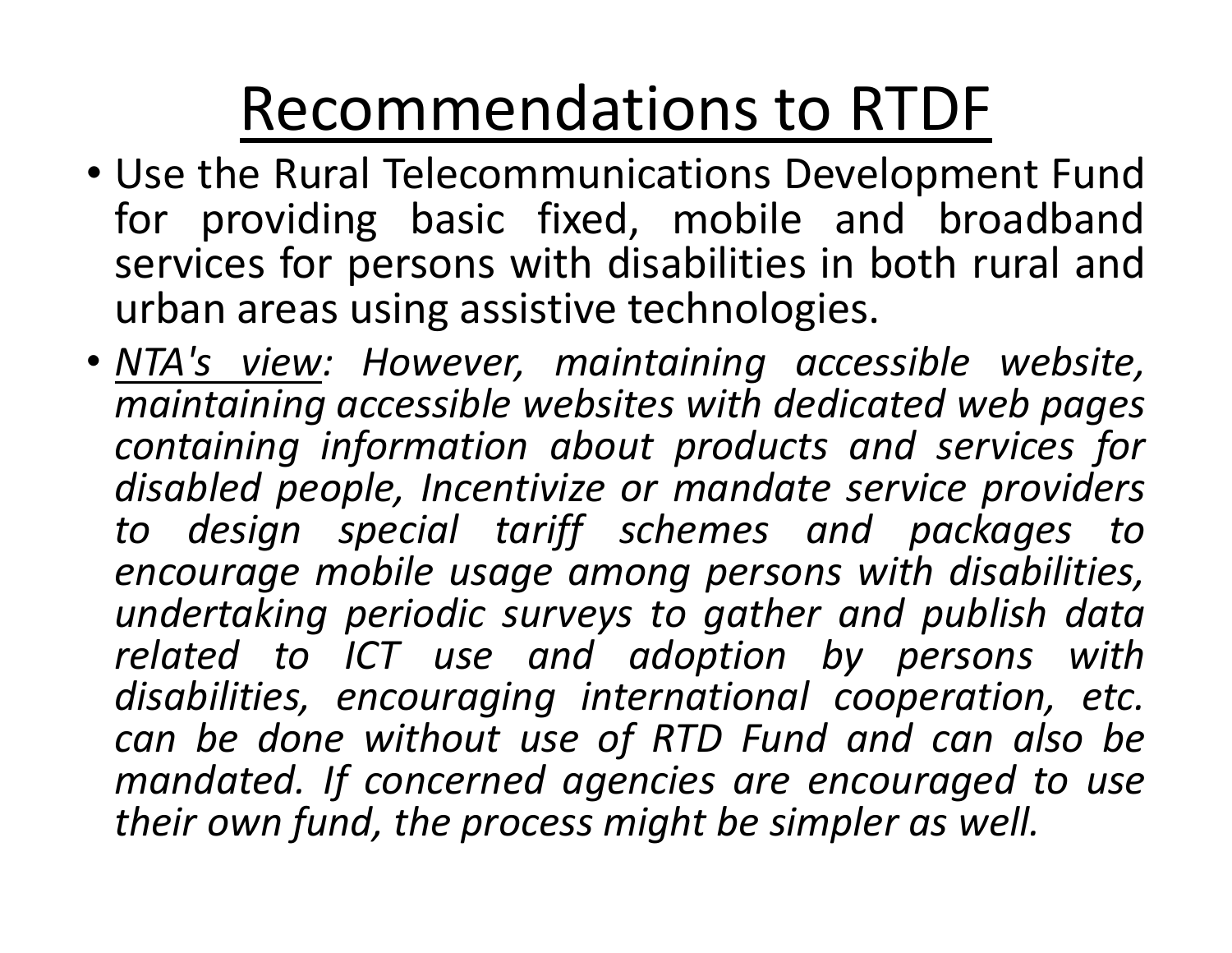# Recommendations to RTDF

- Use the Rural Telecommunications Development Fund for providing basic fixed, mobile and broadband services for persons with disabilities in both rural and urban areas using assistive technologies.
- *<u>NTA's view</u>: However, maintaining accessible website, maintaining accessible websites with dedicated web pages containing information about products and services for disabled people, Incentivize or mandate service providers to design special tariff schemes and packages to encourage mobile usage among persons with disabilities, undertaking periodic surveys to gather and publish data related to ICT use and adoption by persons with disabilities, encouraging international cooperation, etc. can be done without use of RTD Fund and can also be mandated. If concerned agencies are encouraged to use their own fund, the process might be simpler as well.*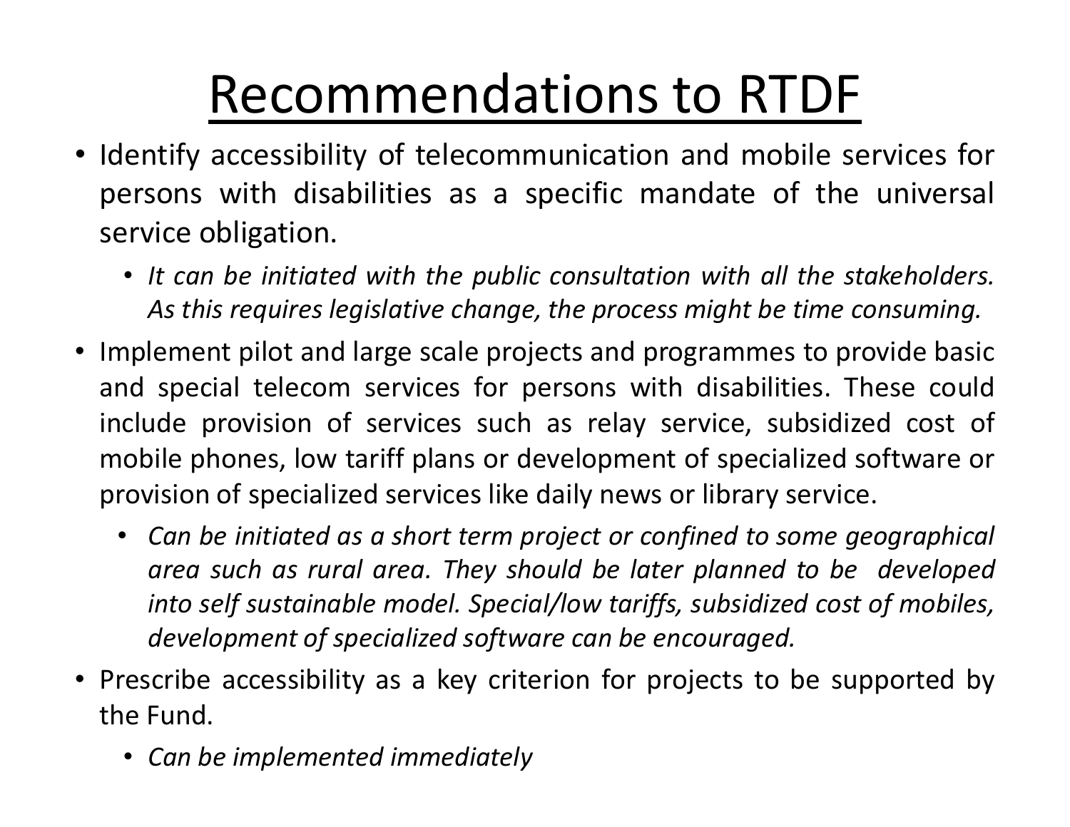# Recommendations to RTDF

- Identify accessibility of telecommunication and mobile services for persons with disabilities as a specific mandate of the universal service obligation.
  - *It can be initiated with the public consultation with all the stakeholders. As this requires legislative change, the process might be time consuming.*
- Implement pilot and large scale projects and programmes to provide basic and special telecom services for persons with disabilities. These could include provision of services such as relay service, subsidized cost of mobile phones, low tariff plans or development of specialized software or provision of specialized services like daily news or library service.
  - *Can be initiated as a short term project or confined to some geographical area such as rural area. They should be later planned to be developed into self sustainable model. Special/low tariffs, subsidized cost of mobiles, development of specialized software can be encouraged.*
- Prescribe accessibility as a key criterion for projects to be supported by the Fund.
  - *Can be implemented immediately*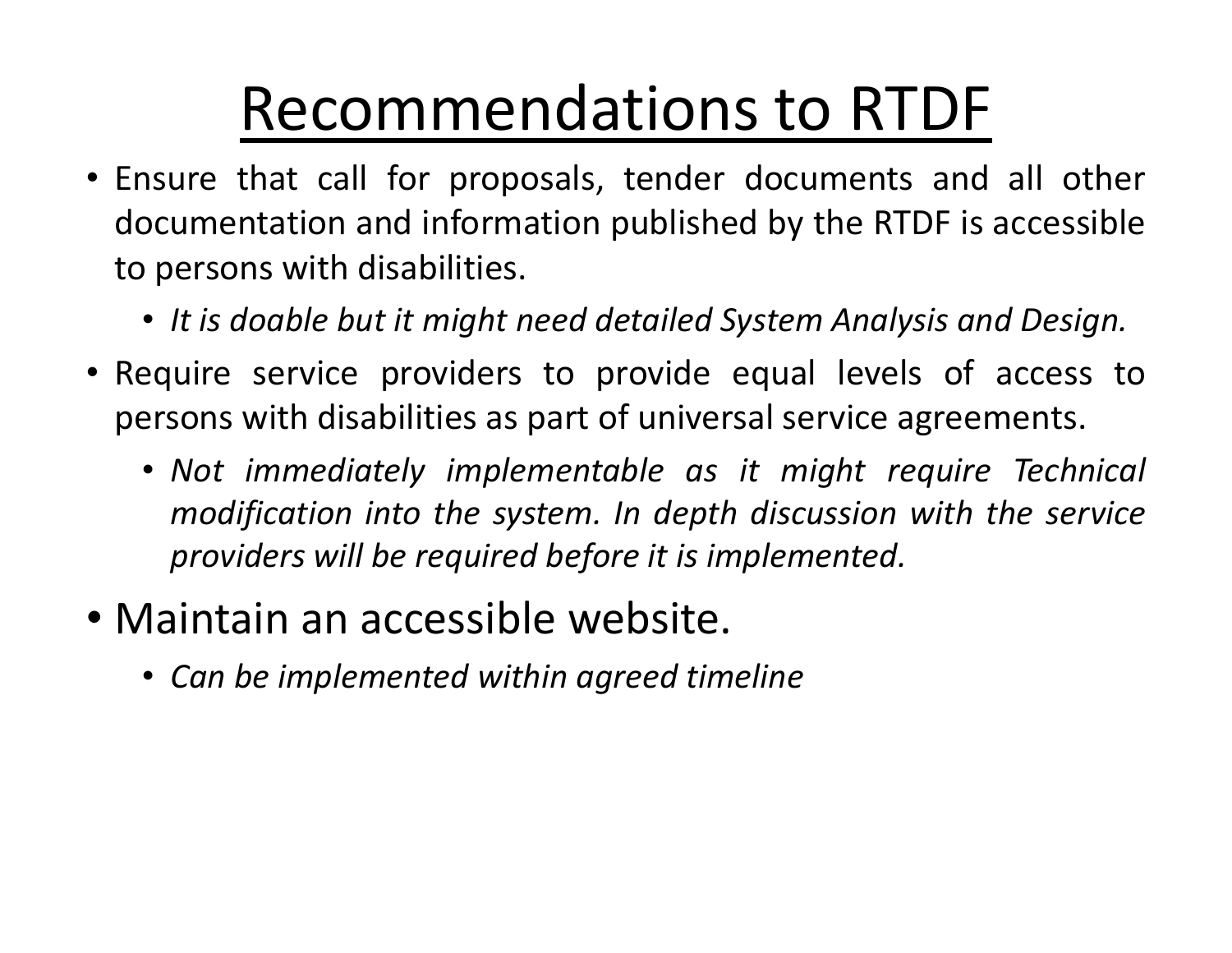# Recommendations to RTDF

- Ensure that call for proposals, tender documents and all other documentation and information published by the RTDF is accessible to persons with disabilities.
  - *It is doable but it might need detailed System Analysis and Design.*
- Require service providers to provide equal levels of access to persons with disabilities as part of universal service agreements.
  - *Not immediately implementable as it might require Technical modification into the system. In depth discussion with the service providers will be required before it is implemented.*
- Maintain an accessible website.
  - *Can be implemented within agreed timeline*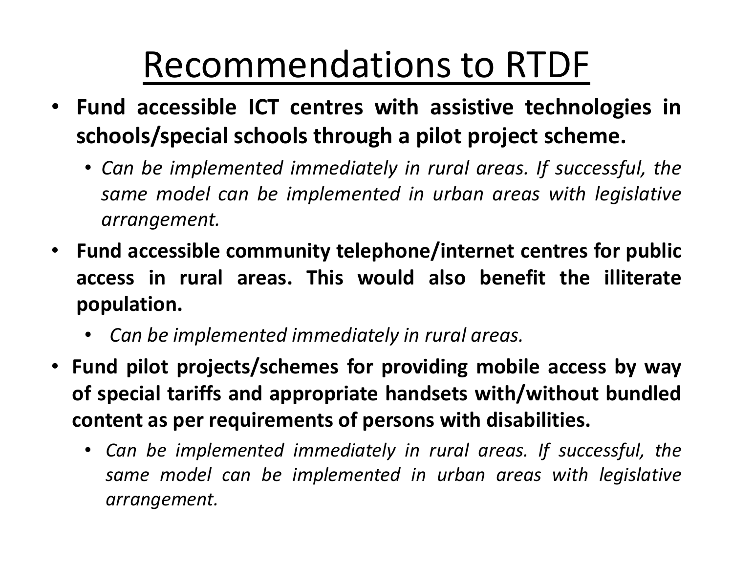# Recommendations to RTDF

- **Fund accessible ICT centres with assistive technologies in schools/special schools through a pilot project scheme.**
  - *Can be implemented immediately in rural areas. If successful, the same model can be implemented in urban areas with legislative arrangement.*
- **Fund accessible community telephone/internet centres for public access in rural areas. This would also benefit the illiterate population.**
  - *Can be implemented immediately in rural areas.*
- **Fund pilot projects/schemes for providing mobile access by way of special tariffs and appropriate handsets with/without bundled content as per requirements of persons with disabilities.**
  - *Can be implemented immediately in rural areas. If successful, the same model can be implemented in urban areas with legislative arrangement.*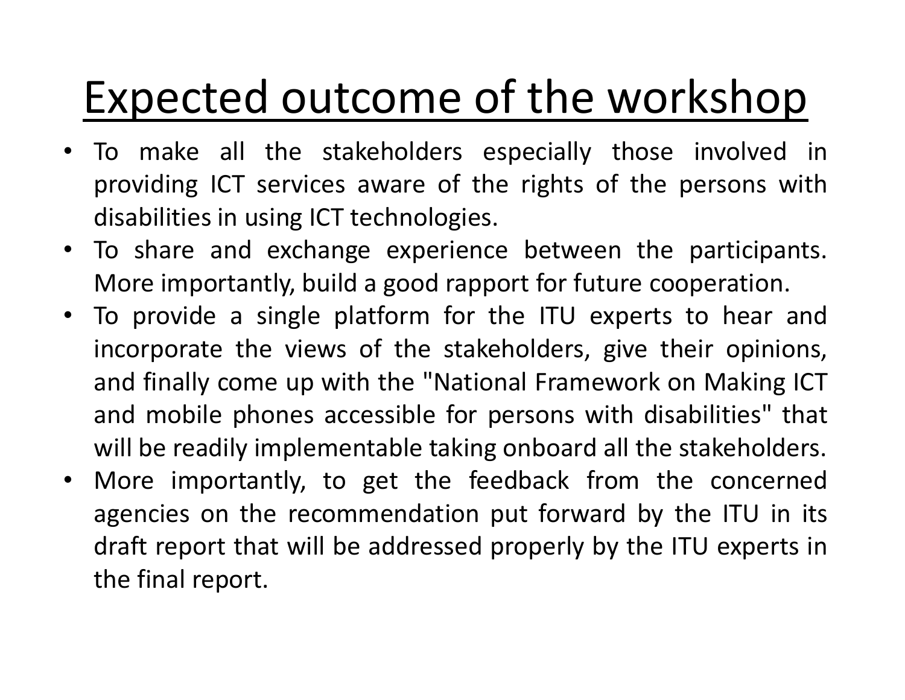# Expected outcome of the workshop

- To make all the stakeholders especially those involved in providing ICT services aware of the rights of the persons with disabilities in using ICT technologies.
- To share and exchange experience between the participants. More importantly, build a good rapport for future cooperation.
- To provide a single platform for the ITU experts to hear and incorporate the views of the stakeholders, give their opinions, and finally come up with the "National Framework on Making ICT and mobile phones accessible for persons with disabilities" that will be readily implementable taking onboard all the stakeholders.
- More importantly, to get the feedback from the concerned agencies on the recommendation put forward by the ITU in its draft report that will be addressed properly by the ITU experts in the final report.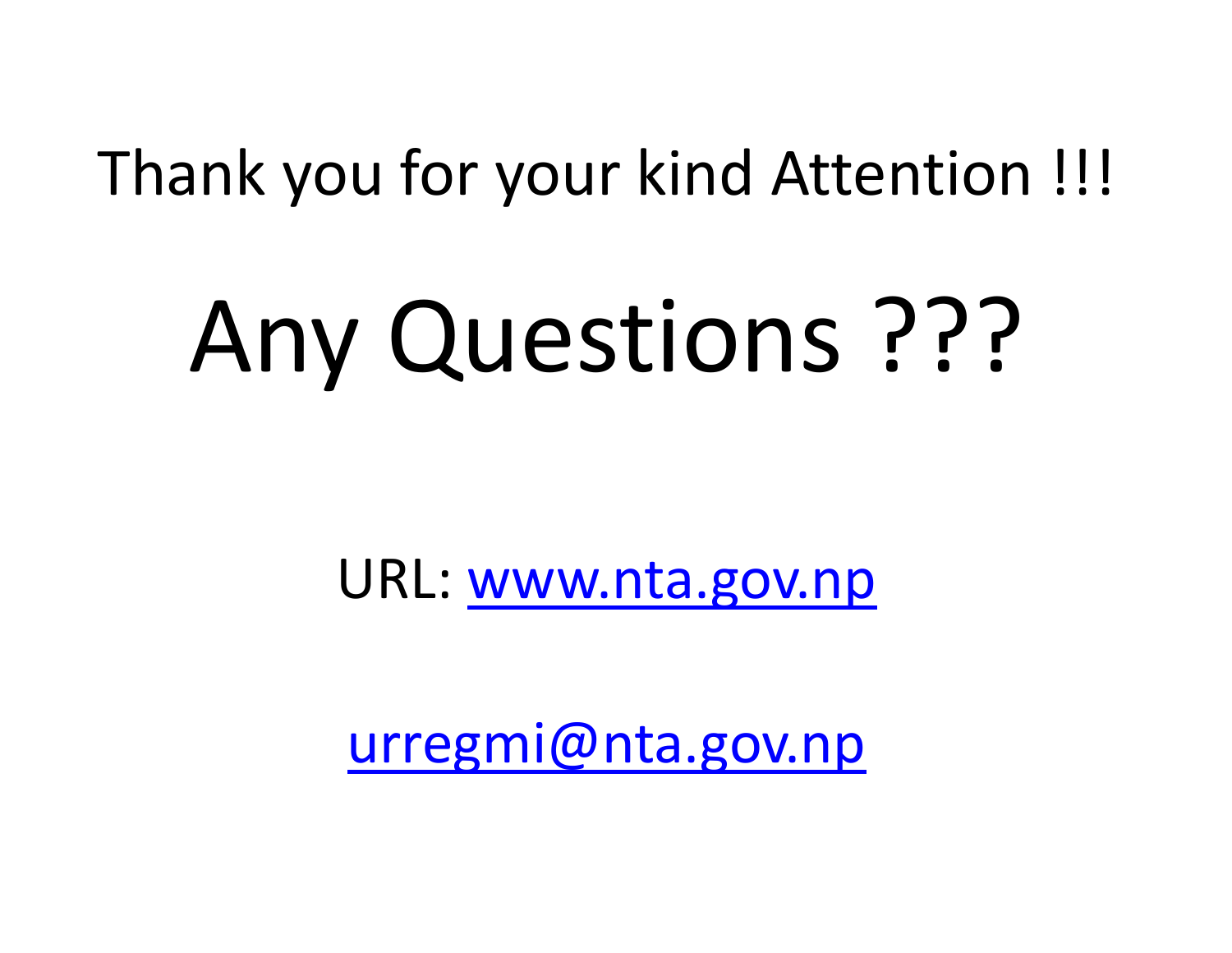Thank you for your kind Attention !!!

# Any Questions ???

URL: [www.nta.gov.np](http://www.nta.gov.np)

[urregmi@nta.gov.np](mailto:urregmi@nta.gov.np)